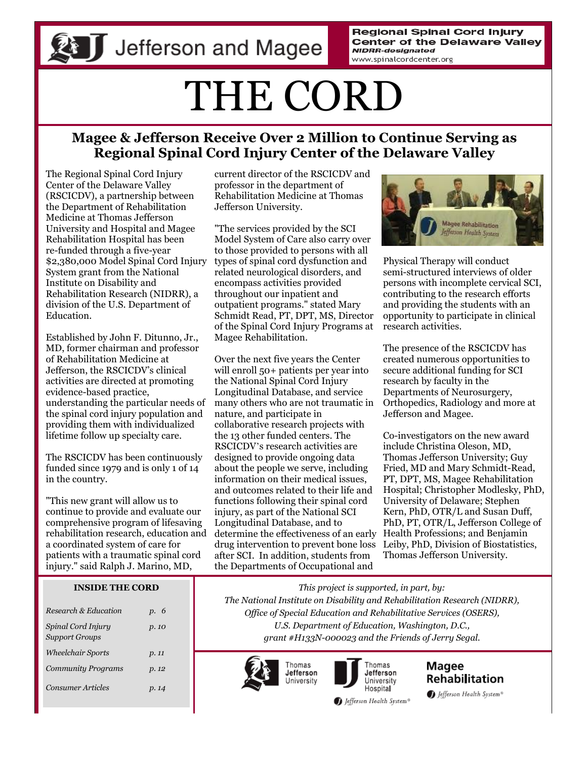Jefferson and Magee

**Regional Spinal Cord Injury Center of the Delaware Valley**
***NIDRR-designated***
www.spinalcordcenter.org

# THE CORD

## Magee & Jefferson Receive Over 2 Million to Continue Serving as Regional Spinal Cord Injury Center of the Delaware Valley

The Regional Spinal Cord Injury Center of the Delaware Valley (RSCICDV), a partnership between the Department of Rehabilitation Medicine at Thomas Jefferson University and Hospital and Magee Rehabilitation Hospital has been re-funded through a five-year $2,380,000 Model Spinal Cord Injury System grant from the National Institute on Disability and Rehabilitation Research (NIDRR), a division of the U.S. Department of Education.

Established by John F. Ditunno, Jr., MD, former chairman and professor of Rehabilitation Medicine at Jefferson, the RSCICDV's clinical activities are directed at promoting evidence-based practice, understanding the particular needs of the spinal cord injury population and providing them with individualized lifetime follow up specialty care.

The RSCICDV has been continuously funded since 1979 and is only 1 of 14 in the country.

"This new grant will allow us to continue to provide and evaluate our comprehensive program of lifesaving rehabilitation research, education and a coordinated system of care for patients with a traumatic spinal cord injury." said Ralph J. Marino, MD, current director of the RSCICDV and professor in the department of Rehabilitation Medicine at Thomas Jefferson University.

"The services provided by the SCI Model System of Care also carry over to those provided to persons with all types of spinal cord dysfunction and related neurological disorders, and encompass activities provided throughout our inpatient and outpatient programs." stated Mary Schmidt Read, PT, DPT, MS, Director of the Spinal Cord Injury Programs at Magee Rehabilitation.

Over the next five years the Center will enroll 50+ patients per year into the National Spinal Cord Injury Longitudinal Database, and service many others who are not traumatic in nature, and participate in collaborative research projects with the 13 other funded centers. The RSCICDV's research activities are designed to provide ongoing data about the people we serve, including information on their medical issues, and outcomes related to their life and functions following their spinal cord injury, as part of the National SCI Longitudinal Database, and to determine the effectiveness of an early drug intervention to prevent bone loss after SCI. In addition, students from the Departments of Occupational and Physical Therapy will conduct semi-structured interviews of older persons with incomplete cervical SCI, contributing to the research efforts and providing the students with an opportunity to participate in clinical research activities.

The presence of the RSCICDV has created numerous opportunities to secure additional funding for SCI research by faculty in the Departments of Neurosurgery, Orthopedics, Radiology and more at Jefferson and Magee.

Co-investigators on the new award include Christina Oleson, MD, Thomas Jefferson University; Guy Fried, MD and Mary Schmidt-Read, PT, DPT, MS, Magee Rehabilitation Hospital; Christopher Modlesky, PhD, University of Delaware; Stephen Kern, PhD, OTR/L and Susan Duff, PhD, PT, OTR/L, Jefferson College of Health Professions; and Benjamin Leiby, PhD, Division of Biostatistics, Thomas Jefferson University.

**INSIDE THE CORD**

| | |
|---|---|
| *Research & Education* | *p. 6* |
| *Spinal Cord Injury Support Groups* | *p. 10* |
| *Wheelchair Sports* | *p. 11* |
| *Community Programs* | *p. 12* |
| *Consumer Articles* | *p. 14* |

*This project is supported, in part, by:*
*The National Institute on Disability and Rehabilitation Research (NIDRR), Office of Special Education and Rehabilitative Services (OSERS), U.S. Department of Education, Washington, D.C., grant #H133N-000023 and the Friends of Jerry Segal.*

Thomas Jefferson University | Thomas Jefferson University Hospital — Jefferson Health System® | Magee Rehabilitation — Jefferson Health System®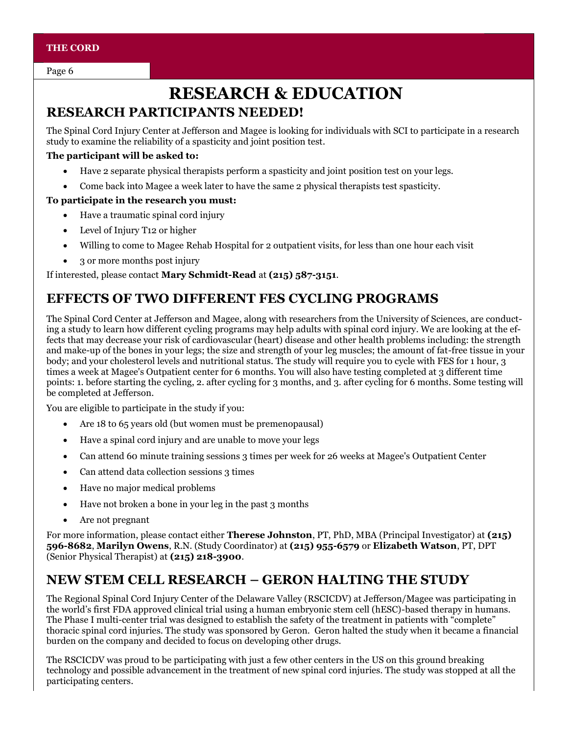# RESEARCH & EDUCATION

## RESEARCH PARTICIPANTS NEEDED!

The Spinal Cord Injury Center at Jefferson and Magee is looking for individuals with SCI to participate in a research study to examine the reliability of a spasticity and joint position test.

**The participant will be asked to:**

- Have 2 separate physical therapists perform a spasticity and joint position test on your legs.
- Come back into Magee a week later to have the same 2 physical therapists test spasticity.

**To participate in the research you must:**

- Have a traumatic spinal cord injury
- Level of Injury T12 or higher
- Willing to come to Magee Rehab Hospital for 2 outpatient visits, for less than one hour each visit
- 3 or more months post injury

If interested, please contact **Mary Schmidt-Read** at **(215) 587-3151**.

## EFFECTS OF TWO DIFFERENT FES CYCLING PROGRAMS

The Spinal Cord Center at Jefferson and Magee, along with researchers from the University of Sciences, are conducting a study to learn how different cycling programs may help adults with spinal cord injury. We are looking at the effects that may decrease your risk of cardiovascular (heart) disease and other health problems including: the strength and make-up of the bones in your legs; the size and strength of your leg muscles; the amount of fat-free tissue in your body; and your cholesterol levels and nutritional status. The study will require you to cycle with FES for 1 hour, 3 times a week at Magee's Outpatient center for 6 months. You will also have testing completed at 3 different time points: 1. before starting the cycling, 2. after cycling for 3 months, and 3. after cycling for 6 months. Some testing will be completed at Jefferson.

You are eligible to participate in the study if you:

- Are 18 to 65 years old (but women must be premenopausal)
- Have a spinal cord injury and are unable to move your legs
- Can attend 60 minute training sessions 3 times per week for 26 weeks at Magee's Outpatient Center
- Can attend data collection sessions 3 times
- Have no major medical problems
- Have not broken a bone in your leg in the past 3 months
- Are not pregnant

For more information, please contact either **Therese Johnston**, PT, PhD, MBA (Principal Investigator) at **(215) 596-8682**, **Marilyn Owens**, R.N. (Study Coordinator) at **(215) 955-6579** or **Elizabeth Watson**, PT, DPT (Senior Physical Therapist) at **(215) 218-3900**.

## NEW STEM CELL RESEARCH – GERON HALTING THE STUDY

The Regional Spinal Cord Injury Center of the Delaware Valley (RSCICDV) at Jefferson/Magee was participating in the world's first FDA approved clinical trial using a human embryonic stem cell (hESC)-based therapy in humans. The Phase I multi-center trial was designed to establish the safety of the treatment in patients with "complete" thoracic spinal cord injuries. The study was sponsored by Geron. Geron halted the study when it became a financial burden on the company and decided to focus on developing other drugs.

The RSCICDV was proud to be participating with just a few other centers in the US on this ground breaking technology and possible advancement in the treatment of new spinal cord injuries. The study was stopped at all the participating centers.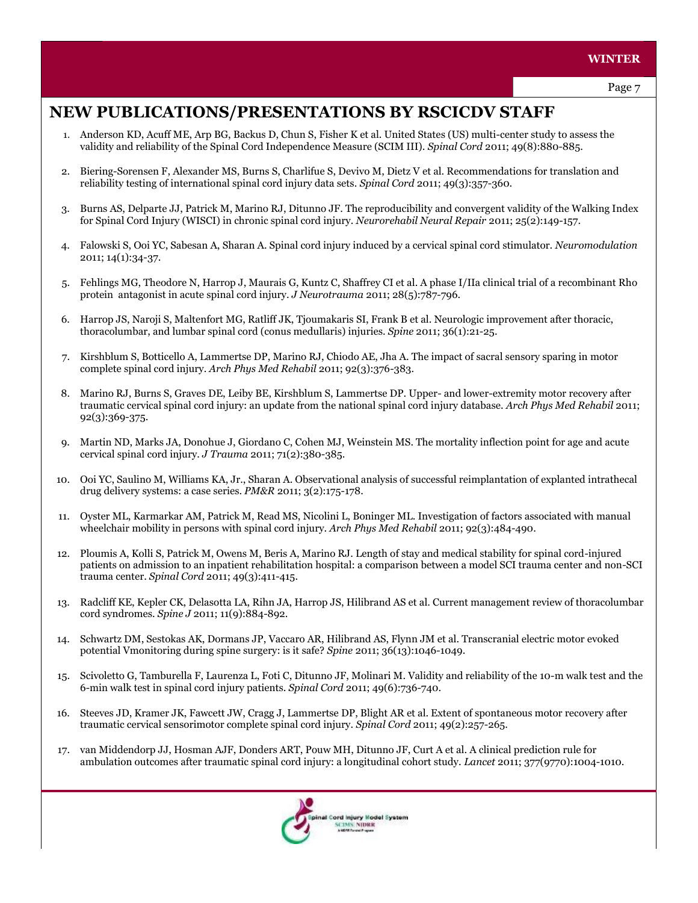# NEW PUBLICATIONS/PRESENTATIONS BY RSCICDV STAFF

1. Anderson KD, Acuff ME, Arp BG, Backus D, Chun S, Fisher K et al. United States (US) multi-center study to assess the validity and reliability of the Spinal Cord Independence Measure (SCIM III). *Spinal Cord* 2011; 49(8):880-885.

2. Biering-Sorensen F, Alexander MS, Burns S, Charlifue S, Devivo M, Dietz V et al. Recommendations for translation and reliability testing of international spinal cord injury data sets. *Spinal Cord* 2011; 49(3):357-360.

3. Burns AS, Delparte JJ, Patrick M, Marino RJ, Ditunno JF. The reproducibility and convergent validity of the Walking Index for Spinal Cord Injury (WISCI) in chronic spinal cord injury. *Neurorehabil Neural Repair* 2011; 25(2):149-157.

4. Falowski S, Ooi YC, Sabesan A, Sharan A. Spinal cord injury induced by a cervical spinal cord stimulator. *Neuromodulation* 2011; 14(1):34-37.

5. Fehlings MG, Theodore N, Harrop J, Maurais G, Kuntz C, Shaffrey CI et al. A phase I/IIa clinical trial of a recombinant Rho protein antagonist in acute spinal cord injury. *J Neurotrauma* 2011; 28(5):787-796.

6. Harrop JS, Naroji S, Maltenfort MG, Ratliff JK, Tjoumakaris SI, Frank B et al. Neurologic improvement after thoracic, thoracolumbar, and lumbar spinal cord (conus medullaris) injuries. *Spine* 2011; 36(1):21-25.

7. Kirshblum S, Botticello A, Lammertse DP, Marino RJ, Chiodo AE, Jha A. The impact of sacral sensory sparing in motor complete spinal cord injury. *Arch Phys Med Rehabil* 2011; 92(3):376-383.

8. Marino RJ, Burns S, Graves DE, Leiby BE, Kirshblum S, Lammertse DP. Upper- and lower-extremity motor recovery after traumatic cervical spinal cord injury: an update from the national spinal cord injury database. *Arch Phys Med Rehabil* 2011; 92(3):369-375.

9. Martin ND, Marks JA, Donohue J, Giordano C, Cohen MJ, Weinstein MS. The mortality inflection point for age and acute cervical spinal cord injury. *J Trauma* 2011; 71(2):380-385.

10. Ooi YC, Saulino M, Williams KA, Jr., Sharan A. Observational analysis of successful reimplantation of explanted intrathecal drug delivery systems: a case series. *PM&R* 2011; 3(2):175-178.

11. Oyster ML, Karmarkar AM, Patrick M, Read MS, Nicolini L, Boninger ML. Investigation of factors associated with manual wheelchair mobility in persons with spinal cord injury. *Arch Phys Med Rehabil* 2011; 92(3):484-490.

12. Ploumis A, Kolli S, Patrick M, Owens M, Beris A, Marino RJ. Length of stay and medical stability for spinal cord-injured patients on admission to an inpatient rehabilitation hospital: a comparison between a model SCI trauma center and non-SCI trauma center. *Spinal Cord* 2011; 49(3):411-415.

13. Radcliff KE, Kepler CK, Delasotta LA, Rihn JA, Harrop JS, Hilibrand AS et al. Current management review of thoracolumbar cord syndromes. *Spine J* 2011; 11(9):884-892.

14. Schwartz DM, Sestokas AK, Dormans JP, Vaccaro AR, Hilibrand AS, Flynn JM et al. Transcranial electric motor evoked potential Vmonitoring during spine surgery: is it safe? *Spine* 2011; 36(13):1046-1049.

15. Scivoletto G, Tamburella F, Laurenza L, Foti C, Ditunno JF, Molinari M. Validity and reliability of the 10-m walk test and the 6-min walk test in spinal cord injury patients. *Spinal Cord* 2011; 49(6):736-740.

16. Steeves JD, Kramer JK, Fawcett JW, Cragg J, Lammertse DP, Blight AR et al. Extent of spontaneous motor recovery after traumatic cervical sensorimotor complete spinal cord injury. *Spinal Cord* 2011; 49(2):257-265.

17. van Middendorp JJ, Hosman AJF, Donders ART, Pouw MH, Ditunno JF, Curt A et al. A clinical prediction rule for ambulation outcomes after traumatic spinal cord injury: a longitudinal cohort study. *Lancet* 2011; 377(9770):1004-1010.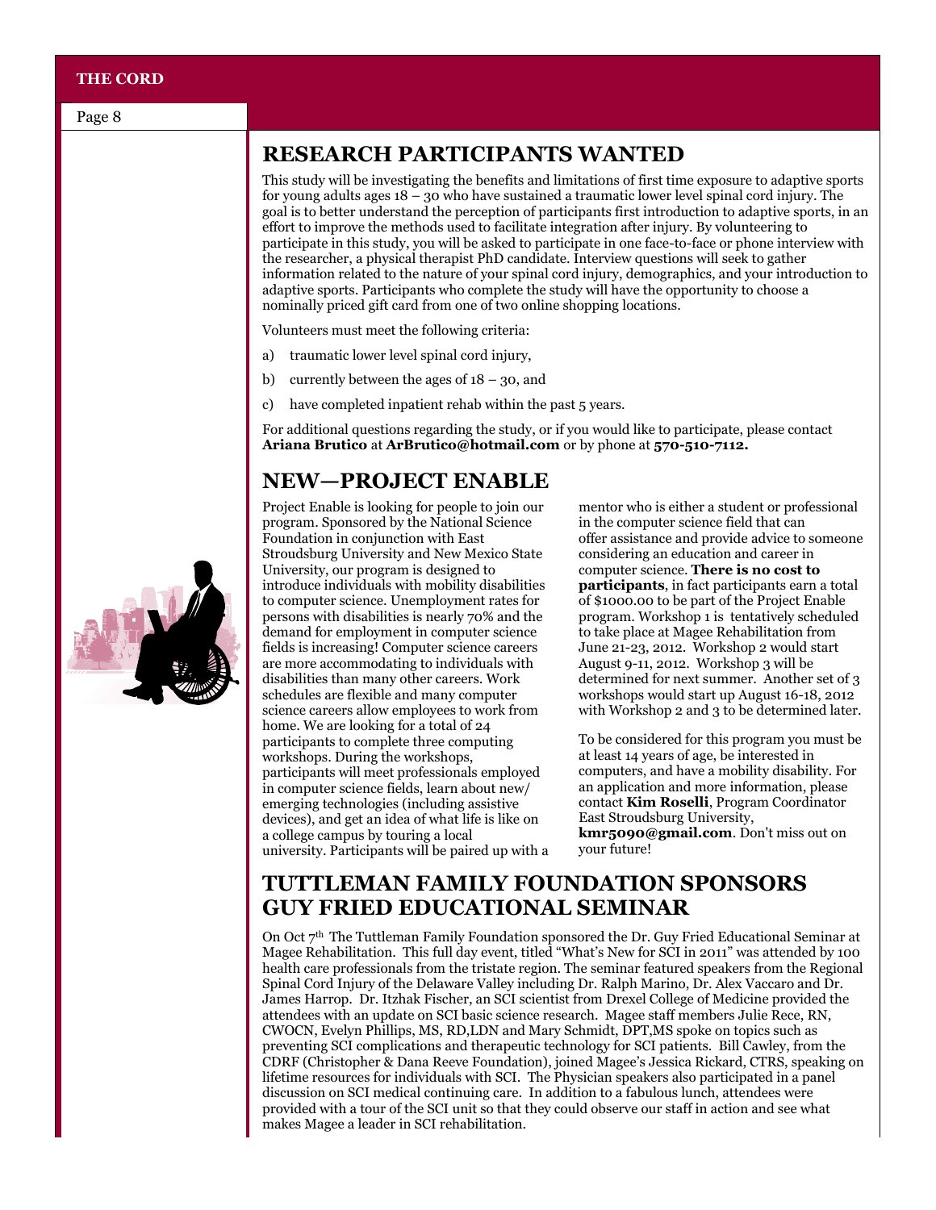## RESEARCH PARTICIPANTS WANTED

This study will be investigating the benefits and limitations of first time exposure to adaptive sports for young adults ages 18 – 30 who have sustained a traumatic lower level spinal cord injury. The goal is to better understand the perception of participants first introduction to adaptive sports, in an effort to improve the methods used to facilitate integration after injury. By volunteering to participate in this study, you will be asked to participate in one face-to-face or phone interview with the researcher, a physical therapist PhD candidate. Interview questions will seek to gather information related to the nature of your spinal cord injury, demographics, and your introduction to adaptive sports. Participants who complete the study will have the opportunity to choose a nominally priced gift card from one of two online shopping locations.

Volunteers must meet the following criteria:

a) traumatic lower level spinal cord injury,

b) currently between the ages of 18 – 30, and

c) have completed inpatient rehab within the past 5 years.

For additional questions regarding the study, or if you would like to participate, please contact **Ariana Brutico** at **ArBrutico@hotmail.com** or by phone at **570-510-7112.**

## NEW—PROJECT ENABLE

Project Enable is looking for people to join our program. Sponsored by the National Science Foundation in conjunction with East Stroudsburg University and New Mexico State University, our program is designed to introduce individuals with mobility disabilities to computer science. Unemployment rates for persons with disabilities is nearly 70% and the demand for employment in computer science fields is increasing! Computer science careers are more accommodating to individuals with disabilities than many other careers. Work schedules are flexible and many computer science careers allow employees to work from home. We are looking for a total of 24 participants to complete three computing workshops. During the workshops, participants will meet professionals employed in computer science fields, learn about new/emerging technologies (including assistive devices), and get an idea of what life is like on a college campus by touring a local university. Participants will be paired up with a mentor who is either a student or professional in the computer science field that can offer assistance and provide advice to someone considering an education and career in computer science. **There is no cost to participants**, in fact participants earn a total of $1000.00 to be part of the Project Enable program. Workshop 1 is tentatively scheduled to take place at Magee Rehabilitation from June 21-23, 2012. Workshop 2 would start August 9-11, 2012. Workshop 3 will be determined for next summer. Another set of 3 workshops would start up August 16-18, 2012 with Workshop 2 and 3 to be determined later.

To be considered for this program you must be at least 14 years of age, be interested in computers, and have a mobility disability. For an application and more information, please contact **Kim Roselli**, Program Coordinator East Stroudsburg University, **kmr5090@gmail.com**. Don't miss out on your future!

## TUTTLEMAN FAMILY FOUNDATION SPONSORS GUY FRIED EDUCATIONAL SEMINAR

On Oct 7th The Tuttleman Family Foundation sponsored the Dr. Guy Fried Educational Seminar at Magee Rehabilitation. This full day event, titled "What's New for SCI in 2011" was attended by 100 health care professionals from the tristate region. The seminar featured speakers from the Regional Spinal Cord Injury of the Delaware Valley including Dr. Ralph Marino, Dr. Alex Vaccaro and Dr. James Harrop. Dr. Itzhak Fischer, an SCI scientist from Drexel College of Medicine provided the attendees with an update on SCI basic science research. Magee staff members Julie Rece, RN, CWOCN, Evelyn Phillips, MS, RD,LDN and Mary Schmidt, DPT,MS spoke on topics such as preventing SCI complications and therapeutic technology for SCI patients. Bill Cawley, from the CDRF (Christopher & Dana Reeve Foundation), joined Magee's Jessica Rickard, CTRS, speaking on lifetime resources for individuals with SCI. The Physician speakers also participated in a panel discussion on SCI medical continuing care. In addition to a fabulous lunch, attendees were provided with a tour of the SCI unit so that they could observe our staff in action and see what makes Magee a leader in SCI rehabilitation.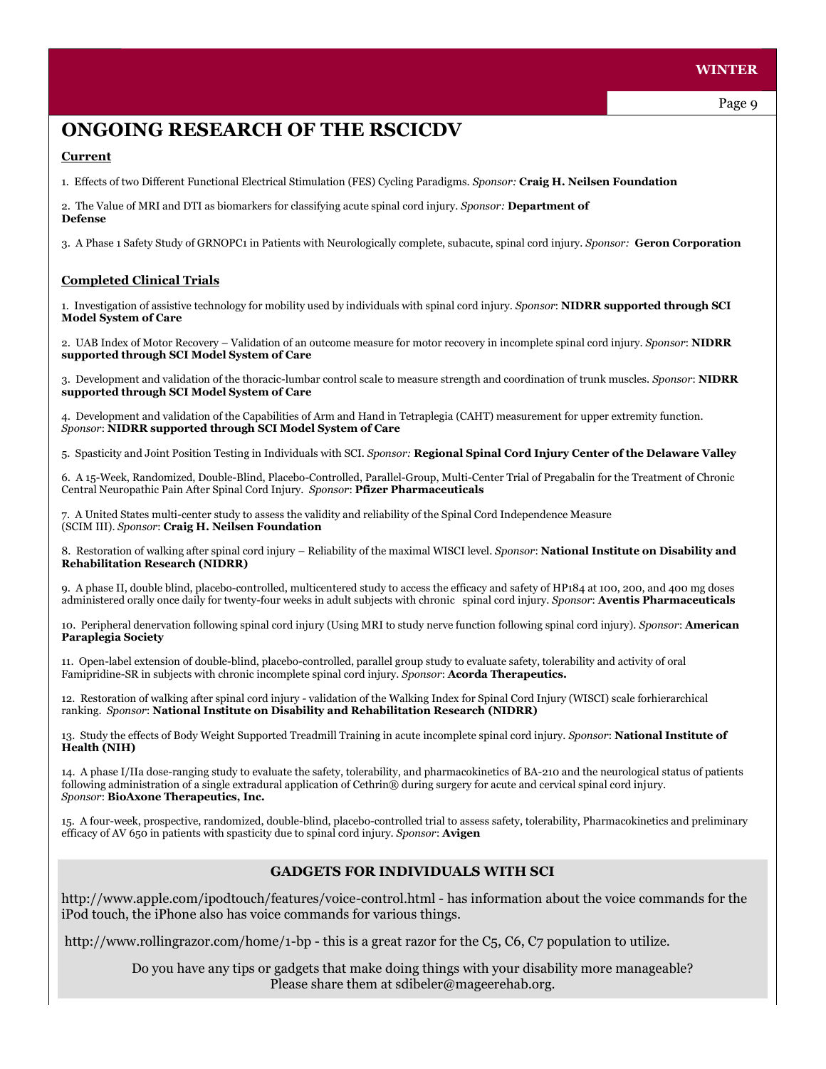# ONGOING RESEARCH OF THE RSCICDV

**Current**

1. Effects of two Different Functional Electrical Stimulation (FES) Cycling Paradigms. *Sponsor:* **Craig H. Neilsen Foundation**

2. The Value of MRI and DTI as biomarkers for classifying acute spinal cord injury. *Sponsor:* **Department of Defense**

3. A Phase 1 Safety Study of GRNOPC1 in Patients with Neurologically complete, subacute, spinal cord injury. *Sponsor:* **Geron Corporation**

**Completed Clinical Trials**

1. Investigation of assistive technology for mobility used by individuals with spinal cord injury. *Sponsor*: **NIDRR supported through SCI Model System of Care**

2. UAB Index of Motor Recovery – Validation of an outcome measure for motor recovery in incomplete spinal cord injury. *Sponsor*: **NIDRR supported through SCI Model System of Care**

3. Development and validation of the thoracic-lumbar control scale to measure strength and coordination of trunk muscles. *Sponsor*: **NIDRR supported through SCI Model System of Care**

4. Development and validation of the Capabilities of Arm and Hand in Tetraplegia (CAHT) measurement for upper extremity function. *Sponsor*: **NIDRR supported through SCI Model System of Care**

5. Spasticity and Joint Position Testing in Individuals with SCI. *Sponsor:* **Regional Spinal Cord Injury Center of the Delaware Valley**

6. A 15-Week, Randomized, Double-Blind, Placebo-Controlled, Parallel-Group, Multi-Center Trial of Pregabalin for the Treatment of Chronic Central Neuropathic Pain After Spinal Cord Injury. *Sponsor*: **Pfizer Pharmaceuticals**

7. A United States multi-center study to assess the validity and reliability of the Spinal Cord Independence Measure (SCIM III). *Sponsor*: **Craig H. Neilsen Foundation**

8. Restoration of walking after spinal cord injury – Reliability of the maximal WISCI level. *Sponsor*: **National Institute on Disability and Rehabilitation Research (NIDRR)**

9. A phase II, double blind, placebo-controlled, multicentered study to access the efficacy and safety of HP184 at 100, 200, and 400 mg doses administered orally once daily for twenty-four weeks in adult subjects with chronic spinal cord injury. *Sponsor*: **Aventis Pharmaceuticals**

10. Peripheral denervation following spinal cord injury (Using MRI to study nerve function following spinal cord injury). *Sponsor*: **American Paraplegia Society**

11. Open-label extension of double-blind, placebo-controlled, parallel group study to evaluate safety, tolerability and activity of oral Famipridine-SR in subjects with chronic incomplete spinal cord injury. *Sponsor*: **Acorda Therapeutics.**

12. Restoration of walking after spinal cord injury - validation of the Walking Index for Spinal Cord Injury (WISCI) scale forhierarchical ranking. *Sponsor*: **National Institute on Disability and Rehabilitation Research (NIDRR)**

13. Study the effects of Body Weight Supported Treadmill Training in acute incomplete spinal cord injury. *Sponsor*: **National Institute of Health (NIH)**

14. A phase I/IIa dose-ranging study to evaluate the safety, tolerability, and pharmacokinetics of BA-210 and the neurological status of patients following administration of a single extradural application of Cethrin® during surgery for acute and cervical spinal cord injury. *Sponsor*: **BioAxone Therapeutics, Inc.**

15. A four-week, prospective, randomized, double-blind, placebo-controlled trial to assess safety, tolerability, Pharmacokinetics and preliminary efficacy of AV 650 in patients with spasticity due to spinal cord injury. *Sponsor*: **Avigen**

## GADGETS FOR INDIVIDUALS WITH SCI

http://www.apple.com/ipodtouch/features/voice-control.html - has information about the voice commands for the iPod touch, the iPhone also has voice commands for various things.

http://www.rollingrazor.com/home/1-bp - this is a great razor for the C5, C6, C7 population to utilize.

Do you have any tips or gadgets that make doing things with your disability more manageable? Please share them at sdibeler@mageerehab.org.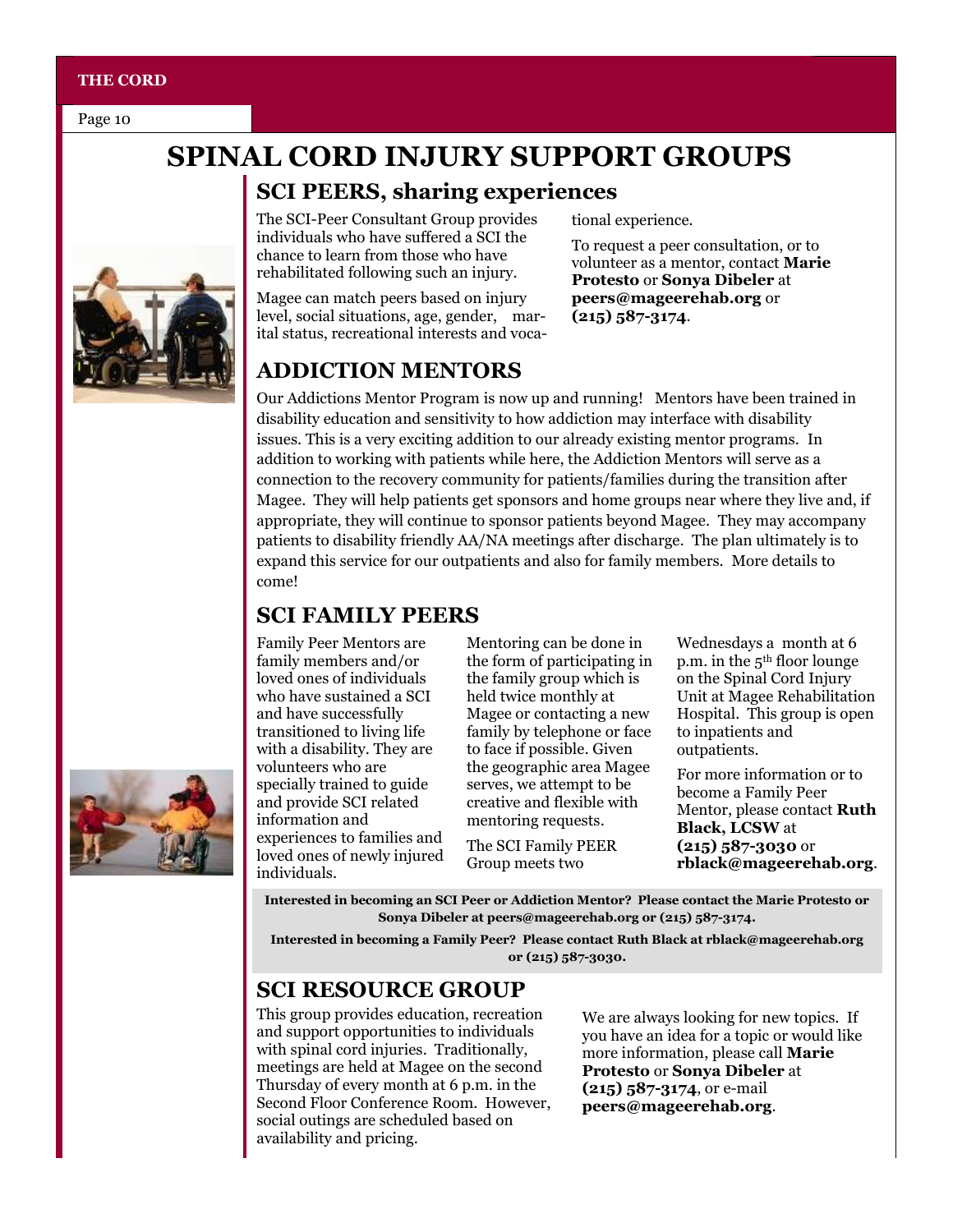# SPINAL CORD INJURY SUPPORT GROUPS

## SCI PEERS, sharing experiences

The SCI-Peer Consultant Group provides individuals who have suffered a SCI the chance to learn from those who have rehabilitated following such an injury.

Magee can match peers based on injury level, social situations, age, gender, marital status, recreational interests and vocational experience.

To request a peer consultation, or to volunteer as a mentor, contact **Marie Protesto** or **Sonya Dibeler** at **peers@mageerehab.org** or **(215) 587-3174**.

## ADDICTION MENTORS

Our Addictions Mentor Program is now up and running! Mentors have been trained in disability education and sensitivity to how addiction may interface with disability issues. This is a very exciting addition to our already existing mentor programs. In addition to working with patients while here, the Addiction Mentors will serve as a connection to the recovery community for patients/families during the transition after Magee. They will help patients get sponsors and home groups near where they live and, if appropriate, they will continue to sponsor patients beyond Magee. They may accompany patients to disability friendly AA/NA meetings after discharge. The plan ultimately is to expand this service for our outpatients and also for family members. More details to come!

## SCI FAMILY PEERS

Family Peer Mentors are family members and/or loved ones of individuals who have sustained a SCI and have successfully transitioned to living life with a disability. They are volunteers who are specially trained to guide and provide SCI related information and experiences to families and loved ones of newly injured individuals.

Mentoring can be done in the form of participating in the family group which is held twice monthly at Magee or contacting a new family by telephone or face to face if possible. Given the geographic area Magee serves, we attempt to be creative and flexible with mentoring requests.

The SCI Family PEER Group meets two Wednesdays a month at 6 p.m. in the 5th floor lounge on the Spinal Cord Injury Unit at Magee Rehabilitation Hospital. This group is open to inpatients and outpatients.

For more information or to become a Family Peer Mentor, please contact **Ruth Black, LCSW** at **(215) 587-3030** or **rblack@mageerehab.org**.

**Interested in becoming an SCI Peer or Addiction Mentor? Please contact the Marie Protesto or Sonya Dibeler at peers@mageerehab.org or (215) 587-3174.**

**Interested in becoming a Family Peer? Please contact Ruth Black at rblack@mageerehab.org or (215) 587-3030.**

## SCI RESOURCE GROUP

This group provides education, recreation and support opportunities to individuals with spinal cord injuries. Traditionally, meetings are held at Magee on the second Thursday of every month at 6 p.m. in the Second Floor Conference Room. However, social outings are scheduled based on availability and pricing.

We are always looking for new topics. If you have an idea for a topic or would like more information, please call **Marie Protesto** or **Sonya Dibeler** at **(215) 587-3174**, or e-mail **peers@mageerehab.org**.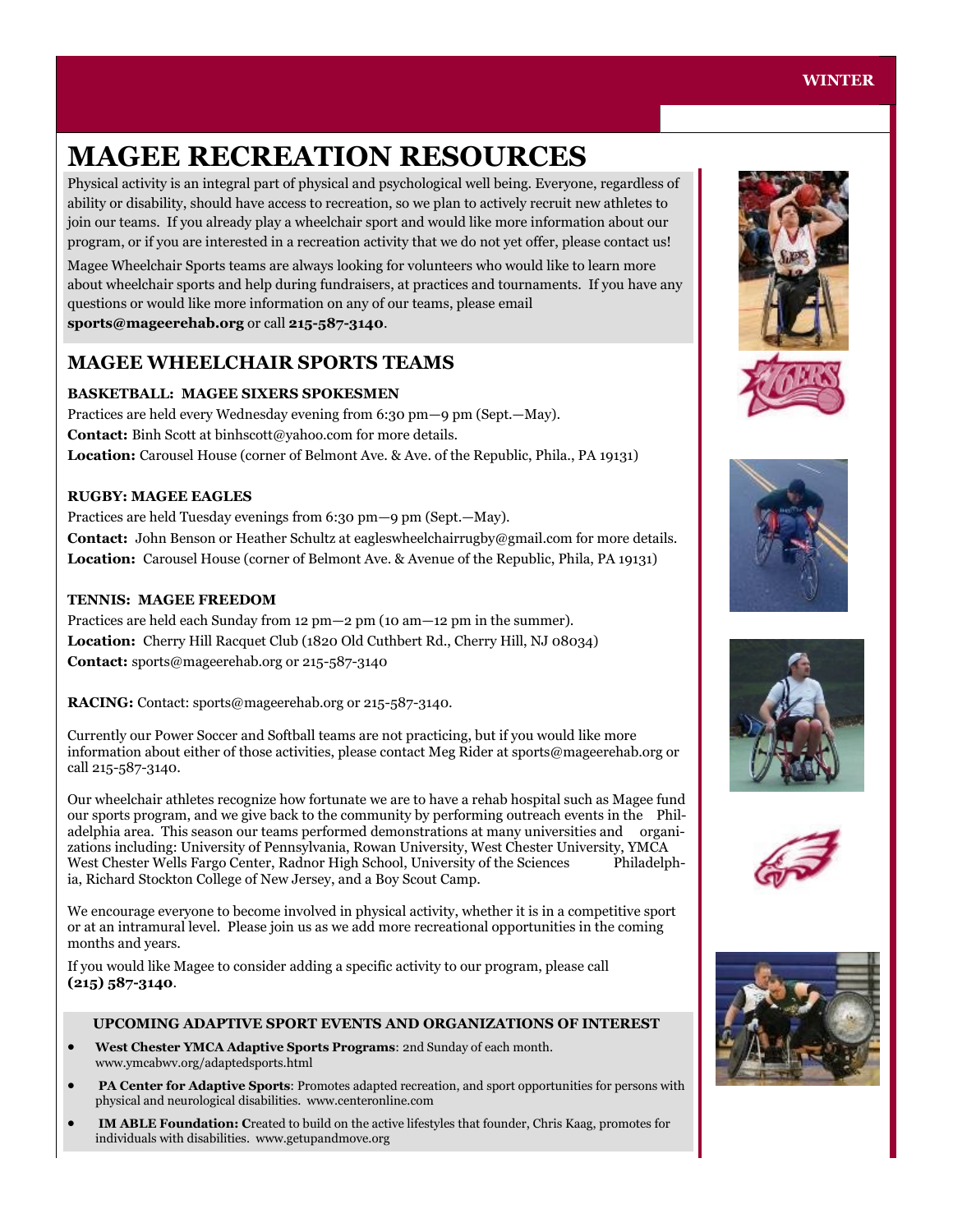# MAGEE RECREATION RESOURCES

Physical activity is an integral part of physical and psychological well being. Everyone, regardless of ability or disability, should have access to recreation, so we plan to actively recruit new athletes to join our teams. If you already play a wheelchair sport and would like more information about our program, or if you are interested in a recreation activity that we do not yet offer, please contact us!

Magee Wheelchair Sports teams are always looking for volunteers who would like to learn more about wheelchair sports and help during fundraisers, at practices and tournaments. If you have any questions or would like more information on any of our teams, please email **sports@mageerehab.org** or call **215-587-3140**.

## MAGEE WHEELCHAIR SPORTS TEAMS

### BASKETBALL: MAGEE SIXERS SPOKESMEN

Practices are held every Wednesday evening from 6:30 pm—9 pm (Sept.—May).
**Contact:** Binh Scott at binhscott@yahoo.com for more details.
**Location:** Carousel House (corner of Belmont Ave. & Ave. of the Republic, Phila., PA 19131)

### RUGBY: MAGEE EAGLES

Practices are held Tuesday evenings from 6:30 pm—9 pm (Sept.—May).
**Contact:** John Benson or Heather Schultz at eagleswheelchairrugby@gmail.com for more details.
**Location:** Carousel House (corner of Belmont Ave. & Avenue of the Republic, Phila, PA 19131)

### TENNIS: MAGEE FREEDOM

Practices are held each Sunday from 12 pm—2 pm (10 am—12 pm in the summer).
**Location:** Cherry Hill Racquet Club (1820 Old Cuthbert Rd., Cherry Hill, NJ 08034)
**Contact:** sports@mageerehab.org or 215-587-3140

**RACING:** Contact: sports@mageerehab.org or 215-587-3140.

Currently our Power Soccer and Softball teams are not practicing, but if you would like more information about either of those activities, please contact Meg Rider at sports@mageerehab.org or call 215-587-3140.

Our wheelchair athletes recognize how fortunate we are to have a rehab hospital such as Magee fund our sports program, and we give back to the community by performing outreach events in the Philadelphia area. This season our teams performed demonstrations at many universities and organizations including: University of Pennsylvania, Rowan University, West Chester University, YMCA West Chester Wells Fargo Center, Radnor High School, University of the Sciences Philadelphia, Richard Stockton College of New Jersey, and a Boy Scout Camp.

We encourage everyone to become involved in physical activity, whether it is in a competitive sport or at an intramural level. Please join us as we add more recreational opportunities in the coming months and years.

If you would like Magee to consider adding a specific activity to our program, please call **(215) 587-3140**.

### UPCOMING ADAPTIVE SPORT EVENTS AND ORGANIZATIONS OF INTEREST

- **West Chester YMCA Adaptive Sports Programs**: 2nd Sunday of each month. www.ymcabwv.org/adaptedsports.html
- **PA Center for Adaptive Sports**: Promotes adapted recreation, and sport opportunities for persons with physical and neurological disabilities. www.centeronline.com
- **IM ABLE Foundation: C**reated to build on the active lifestyles that founder, Chris Kaag, promotes for individuals with disabilities. www.getupandmove.org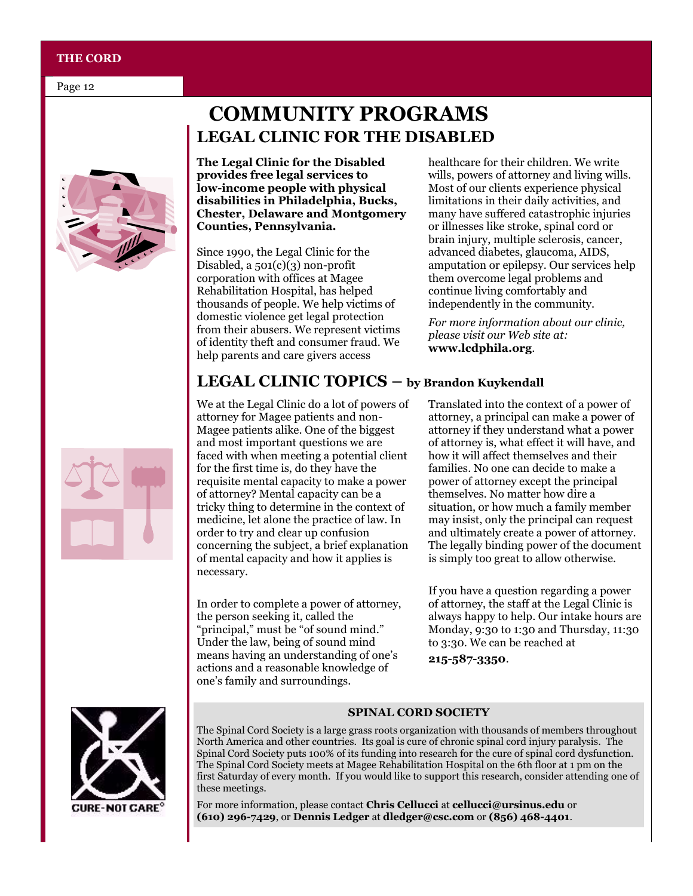# COMMUNITY PROGRAMS

## LEGAL CLINIC FOR THE DISABLED

**The Legal Clinic for the Disabled provides free legal services to low-income people with physical disabilities in Philadelphia, Bucks, Chester, Delaware and Montgomery Counties, Pennsylvania.**

Since 1990, the Legal Clinic for the Disabled, a 501(c)(3) non-profit corporation with offices at Magee Rehabilitation Hospital, has helped thousands of people. We help victims of domestic violence get legal protection from their abusers. We represent victims of identity theft and consumer fraud. We help parents and care givers access healthcare for their children. We write wills, powers of attorney and living wills. Most of our clients experience physical limitations in their daily activities, and many have suffered catastrophic injuries or illnesses like stroke, spinal cord or brain injury, multiple sclerosis, cancer, advanced diabetes, glaucoma, AIDS, amputation or epilepsy. Our services help them overcome legal problems and continue living comfortably and independently in the community.

*For more information about our clinic, please visit our Web site at:* **www.lcdphila.org**.

## LEGAL CLINIC TOPICS — by Brandon Kuykendall

We at the Legal Clinic do a lot of powers of attorney for Magee patients and non-Magee patients alike. One of the biggest and most important questions we are faced with when meeting a potential client for the first time is, do they have the requisite mental capacity to make a power of attorney? Mental capacity can be a tricky thing to determine in the context of medicine, let alone the practice of law. In order to try and clear up confusion concerning the subject, a brief explanation of mental capacity and how it applies is necessary.

In order to complete a power of attorney, the person seeking it, called the "principal," must be "of sound mind." Under the law, being of sound mind means having an understanding of one's actions and a reasonable knowledge of one's family and surroundings.

Translated into the context of a power of attorney, a principal can make a power of attorney if they understand what a power of attorney is, what effect it will have, and how it will affect themselves and their families. No one can decide to make a power of attorney except the principal themselves. No matter how dire a situation, or how much a family member may insist, only the principal can request and ultimately create a power of attorney. The legally binding power of the document is simply too great to allow otherwise.

If you have a question regarding a power of attorney, the staff at the Legal Clinic is always happy to help. Our intake hours are Monday, 9:30 to 1:30 and Thursday, 11:30 to 3:30. We can be reached at

**215-587-3350**.

### SPINAL CORD SOCIETY

The Spinal Cord Society is a large grass roots organization with thousands of members throughout North America and other countries. Its goal is cure of chronic spinal cord injury paralysis. The Spinal Cord Society puts 100% of its funding into research for the cure of spinal cord dysfunction. The Spinal Cord Society meets at Magee Rehabilitation Hospital on the 6th floor at 1 pm on the first Saturday of every month. If you would like to support this research, consider attending one of these meetings.

For more information, please contact **Chris Cellucci** at **cellucci@ursinus.edu** or **(610) 296-7429**, or **Dennis Ledger** at **dledger@csc.com** or **(856) 468-4401**.

CURE-NOT CARE®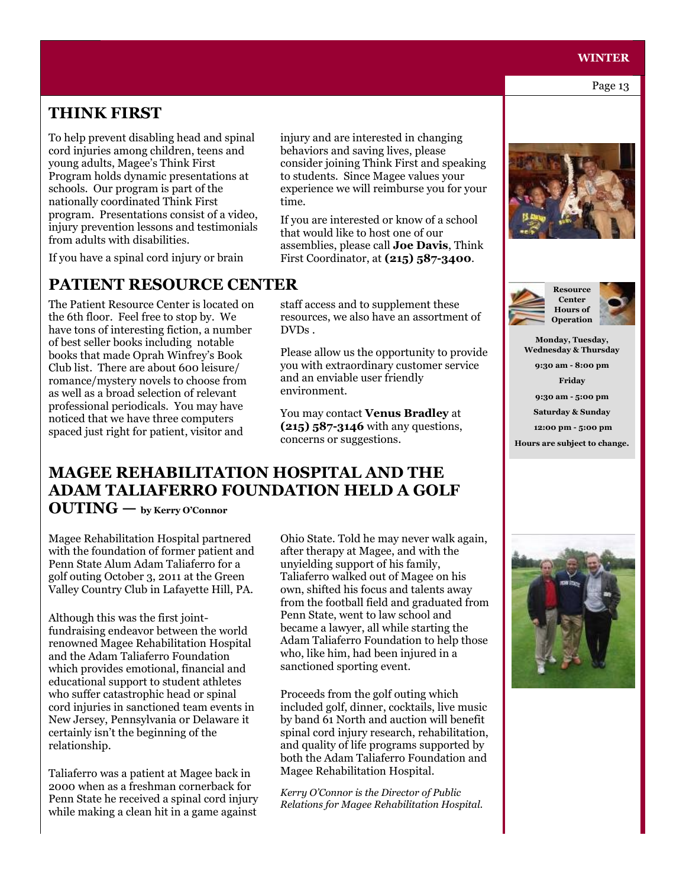## THINK FIRST

To help prevent disabling head and spinal cord injuries among children, teens and young adults, Magee's Think First Program holds dynamic presentations at schools. Our program is part of the nationally coordinated Think First program. Presentations consist of a video, injury prevention lessons and testimonials from adults with disabilities.

If you have a spinal cord injury or brain injury and are interested in changing behaviors and saving lives, please consider joining Think First and speaking to students. Since Magee values your experience we will reimburse you for your time.

If you are interested or know of a school that would like to host one of our assemblies, please call **Joe Davis**, Think First Coordinator, at **(215) 587-3400**.

## PATIENT RESOURCE CENTER

The Patient Resource Center is located on the 6th floor. Feel free to stop by. We have tons of interesting fiction, a number of best seller books including notable books that made Oprah Winfrey's Book Club list. There are about 600 leisure/romance/mystery novels to choose from as well as a broad selection of relevant professional periodicals. You may have noticed that we have three computers spaced just right for patient, visitor and staff access and to supplement these resources, we also have an assortment of DVDs .

Please allow us the opportunity to provide you with extraordinary customer service and an enviable user friendly environment.

You may contact **Venus Bradley** at **(215) 587-3146** with any questions, concerns or suggestions.

**Resource Center Hours of Operation**

**Monday, Tuesday, Wednesday & Thursday**

**9:30 am - 8:00 pm**

**Friday**

**9:30 am - 5:00 pm**

**Saturday & Sunday**

**12:00 pm - 5:00 pm**

**Hours are subject to change.**

## MAGEE REHABILITATION HOSPITAL AND THE ADAM TALIAFERRO FOUNDATION HELD A GOLF OUTING — by Kerry O'Connor

Magee Rehabilitation Hospital partnered with the foundation of former patient and Penn State Alum Adam Taliaferro for a golf outing October 3, 2011 at the Green Valley Country Club in Lafayette Hill, PA.

Although this was the first joint-fundraising endeavor between the world renowned Magee Rehabilitation Hospital and the Adam Taliaferro Foundation which provides emotional, financial and educational support to student athletes who suffer catastrophic head or spinal cord injuries in sanctioned team events in New Jersey, Pennsylvania or Delaware it certainly isn't the beginning of the relationship.

Taliaferro was a patient at Magee back in 2000 when as a freshman cornerback for Penn State he received a spinal cord injury while making a clean hit in a game against Ohio State. Told he may never walk again, after therapy at Magee, and with the unyielding support of his family, Taliaferro walked out of Magee on his own, shifted his focus and talents away from the football field and graduated from Penn State, went to law school and became a lawyer, all while starting the Adam Taliaferro Foundation to help those who, like him, had been injured in a sanctioned sporting event.

Proceeds from the golf outing which included golf, dinner, cocktails, live music by band 61 North and auction will benefit spinal cord injury research, rehabilitation, and quality of life programs supported by both the Adam Taliaferro Foundation and Magee Rehabilitation Hospital.

*Kerry O'Connor is the Director of Public Relations for Magee Rehabilitation Hospital.*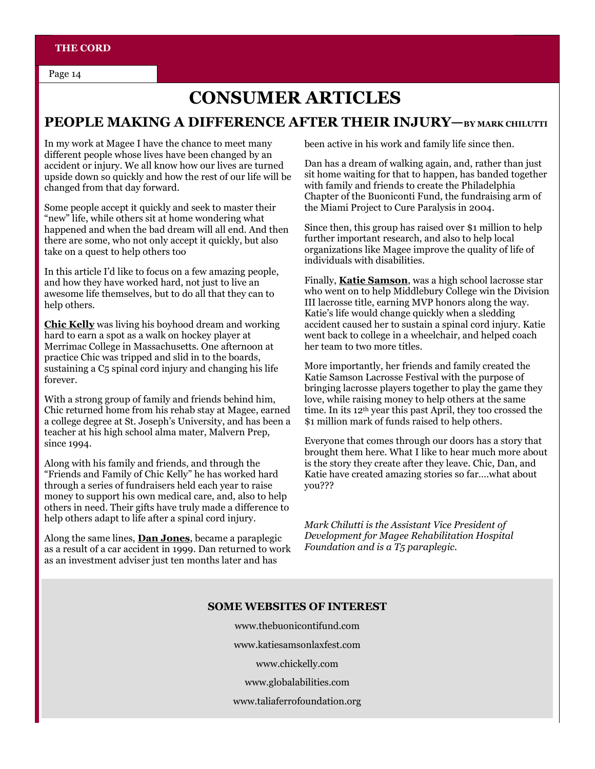# CONSUMER ARTICLES

## PEOPLE MAKING A DIFFERENCE AFTER THEIR INJURY—BY MARK CHILUTTI

In my work at Magee I have the chance to meet many different people whose lives have been changed by an accident or injury. We all know how our lives are turned upside down so quickly and how the rest of our life will be changed from that day forward.

Some people accept it quickly and seek to master their "new" life, while others sit at home wondering what happened and when the bad dream will all end. And then there are some, who not only accept it quickly, but also take on a quest to help others too

In this article I'd like to focus on a few amazing people, and how they have worked hard, not just to live an awesome life themselves, but to do all that they can to help others.

**Chic Kelly** was living his boyhood dream and working hard to earn a spot as a walk on hockey player at Merrimac College in Massachusetts. One afternoon at practice Chic was tripped and slid in to the boards, sustaining a C5 spinal cord injury and changing his life forever.

With a strong group of family and friends behind him, Chic returned home from his rehab stay at Magee, earned a college degree at St. Joseph's University, and has been a teacher at his high school alma mater, Malvern Prep, since 1994.

Along with his family and friends, and through the "Friends and Family of Chic Kelly" he has worked hard through a series of fundraisers held each year to raise money to support his own medical care, and, also to help others in need. Their gifts have truly made a difference to help others adapt to life after a spinal cord injury.

Along the same lines, **Dan Jones**, became a paraplegic as a result of a car accident in 1999. Dan returned to work as an investment adviser just ten months later and has been active in his work and family life since then.

Dan has a dream of walking again, and, rather than just sit home waiting for that to happen, has banded together with family and friends to create the Philadelphia Chapter of the Buoniconti Fund, the fundraising arm of the Miami Project to Cure Paralysis in 2004.

Since then, this group has raised over $1 million to help further important research, and also to help local organizations like Magee improve the quality of life of individuals with disabilities.

Finally, **Katie Samson**, was a high school lacrosse star who went on to help Middlebury College win the Division III lacrosse title, earning MVP honors along the way. Katie's life would change quickly when a sledding accident caused her to sustain a spinal cord injury. Katie went back to college in a wheelchair, and helped coach her team to two more titles.

More importantly, her friends and family created the Katie Samson Lacrosse Festival with the purpose of bringing lacrosse players together to play the game they love, while raising money to help others at the same time. In its 12th year this past April, they too crossed the $1 million mark of funds raised to help others.

Everyone that comes through our doors has a story that brought them here. What I like to hear much more about is the story they create after they leave. Chic, Dan, and Katie have created amazing stories so far….what about you???

*Mark Chilutti is the Assistant Vice President of Development for Magee Rehabilitation Hospital Foundation and is a T5 paraplegic.*

### SOME WEBSITES OF INTEREST

www.thebuonicontifund.com

www.katiesamsonlaxfest.com

www.chickelly.com

www.globalabilities.com

www.taliaferrofoundation.org